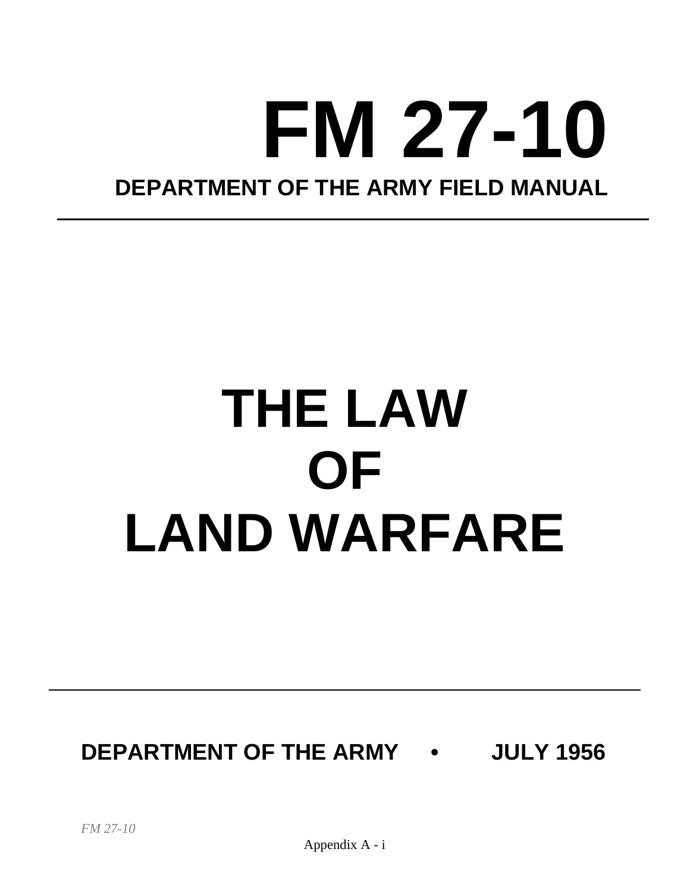# FM 27-10

**DEPARTMENT OF THE ARMY FIELD MANUAL**

---

# THE LAW OF LAND WARFARE

---

**DEPARTMENT OF THE ARMY • JULY 1956**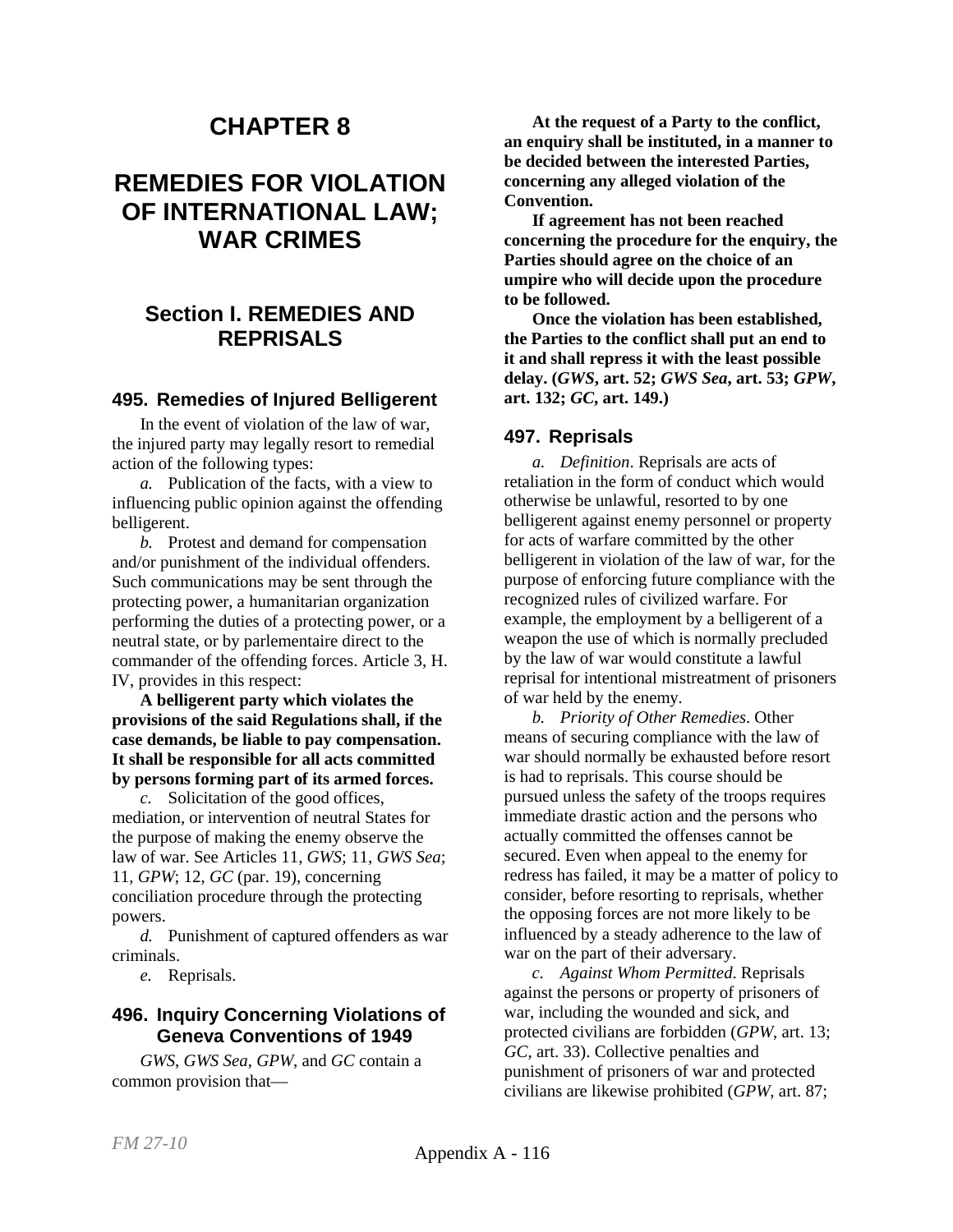# CHAPTER 8

# REMEDIES FOR VIOLATION OF INTERNATIONAL LAW; WAR CRIMES

## Section I. REMEDIES AND REPRISALS

### 495. Remedies of Injured Belligerent

In the event of violation of the law of war, the injured party may legally resort to remedial action of the following types:

*a.* Publication of the facts, with a view to influencing public opinion against the offending belligerent.

*b.* Protest and demand for compensation and/or punishment of the individual offenders. Such communications may be sent through the protecting power, a humanitarian organization performing the duties of a protecting power, or a neutral state, or by parlementaire direct to the commander of the offending forces. Article 3, H. IV, provides in this respect:

**A belligerent party which violates the provisions of the said Regulations shall, if the case demands, be liable to pay compensation. It shall be responsible for all acts committed by persons forming part of its armed forces.**

*c.* Solicitation of the good offices, mediation, or intervention of neutral States for the purpose of making the enemy observe the law of war. See Articles 11, *GWS*; 11, *GWS Sea*; 11, *GPW*; 12, *GC* (par. 19), concerning conciliation procedure through the protecting powers.

*d.* Punishment of captured offenders as war criminals.

*e.* Reprisals.

### 496. Inquiry Concerning Violations of Geneva Conventions of 1949

*GWS*, *GWS Sea*, *GPW*, and *GC* contain a common provision that—

**At the request of a Party to the conflict, an enquiry shall be instituted, in a manner to be decided between the interested Parties, concerning any alleged violation of the Convention.**

**If agreement has not been reached concerning the procedure for the enquiry, the Parties should agree on the choice of an umpire who will decide upon the procedure to be followed.**

**Once the violation has been established, the Parties to the conflict shall put an end to it and shall repress it with the least possible delay. (*GWS*, art. 52; *GWS Sea*, art. 53; *GPW*, art. 132; *GC*, art. 149.)**

### 497. Reprisals

*a. Definition*. Reprisals are acts of retaliation in the form of conduct which would otherwise be unlawful, resorted to by one belligerent against enemy personnel or property for acts of warfare committed by the other belligerent in violation of the law of war, for the purpose of enforcing future compliance with the recognized rules of civilized warfare. For example, the employment by a belligerent of a weapon the use of which is normally precluded by the law of war would constitute a lawful reprisal for intentional mistreatment of prisoners of war held by the enemy.

*b. Priority of Other Remedies*. Other means of securing compliance with the law of war should normally be exhausted before resort is had to reprisals. This course should be pursued unless the safety of the troops requires immediate drastic action and the persons who actually committed the offenses cannot be secured. Even when appeal to the enemy for redress has failed, it may be a matter of policy to consider, before resorting to reprisals, whether the opposing forces are not more likely to be influenced by a steady adherence to the law of war on the part of their adversary.

*c. Against Whom Permitted*. Reprisals against the persons or property of prisoners of war, including the wounded and sick, and protected civilians are forbidden (*GPW*, art. 13; *GC*, art. 33). Collective penalties and punishment of prisoners of war and protected civilians are likewise prohibited (*GPW*, art. 87;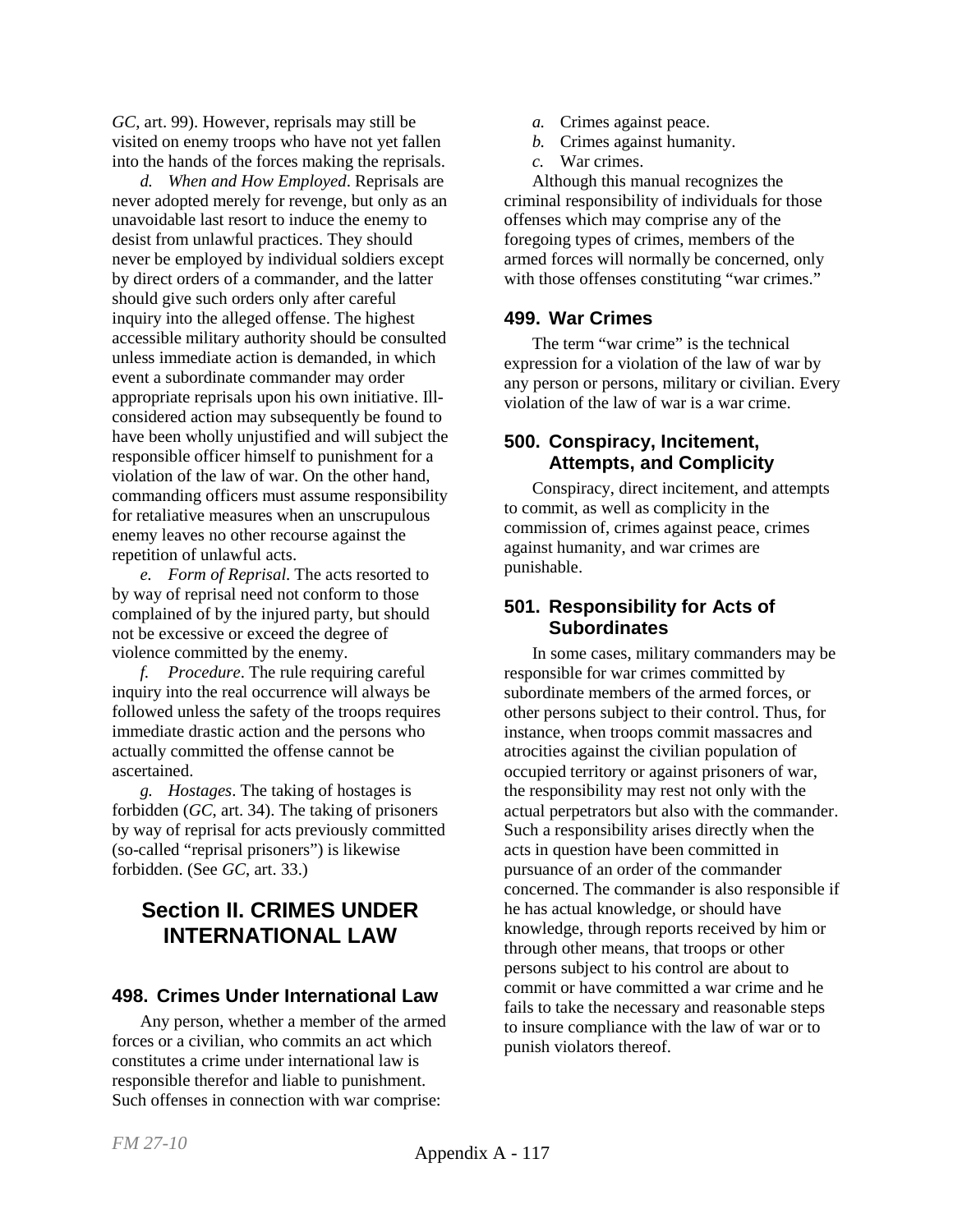*GC*, art. 99). However, reprisals may still be visited on enemy troops who have not yet fallen into the hands of the forces making the reprisals.

*d. When and How Employed*. Reprisals are never adopted merely for revenge, but only as an unavoidable last resort to induce the enemy to desist from unlawful practices. They should never be employed by individual soldiers except by direct orders of a commander, and the latter should give such orders only after careful inquiry into the alleged offense. The highest accessible military authority should be consulted unless immediate action is demanded, in which event a subordinate commander may order appropriate reprisals upon his own initiative. Ill-considered action may subsequently be found to have been wholly unjustified and will subject the responsible officer himself to punishment for a violation of the law of war. On the other hand, commanding officers must assume responsibility for retaliative measures when an unscrupulous enemy leaves no other recourse against the repetition of unlawful acts.

*e. Form of Reprisal*. The acts resorted to by way of reprisal need not conform to those complained of by the injured party, but should not be excessive or exceed the degree of violence committed by the enemy.

*f. Procedure*. The rule requiring careful inquiry into the real occurrence will always be followed unless the safety of the troops requires immediate drastic action and the persons who actually committed the offense cannot be ascertained.

*g. Hostages*. The taking of hostages is forbidden (*GC*, art. 34). The taking of prisoners by way of reprisal for acts previously committed (so-called "reprisal prisoners") is likewise forbidden. (See *GC*, art. 33.)

## Section II. CRIMES UNDER INTERNATIONAL LAW

### 498. Crimes Under International Law

Any person, whether a member of the armed forces or a civilian, who commits an act which constitutes a crime under international law is responsible therefor and liable to punishment. Such offenses in connection with war comprise:

*a.* Crimes against peace.
*b.* Crimes against humanity.
*c.* War crimes.

Although this manual recognizes the criminal responsibility of individuals for those offenses which may comprise any of the foregoing types of crimes, members of the armed forces will normally be concerned, only with those offenses constituting "war crimes."

### 499. War Crimes

The term "war crime" is the technical expression for a violation of the law of war by any person or persons, military or civilian. Every violation of the law of war is a war crime.

### 500. Conspiracy, Incitement, Attempts, and Complicity

Conspiracy, direct incitement, and attempts to commit, as well as complicity in the commission of, crimes against peace, crimes against humanity, and war crimes are punishable.

### 501. Responsibility for Acts of Subordinates

In some cases, military commanders may be responsible for war crimes committed by subordinate members of the armed forces, or other persons subject to their control. Thus, for instance, when troops commit massacres and atrocities against the civilian population of occupied territory or against prisoners of war, the responsibility may rest not only with the actual perpetrators but also with the commander. Such a responsibility arises directly when the acts in question have been committed in pursuance of an order of the commander concerned. The commander is also responsible if he has actual knowledge, or should have knowledge, through reports received by him or through other means, that troops or other persons subject to his control are about to commit or have committed a war crime and he fails to take the necessary and reasonable steps to insure compliance with the law of war or to punish violators thereof.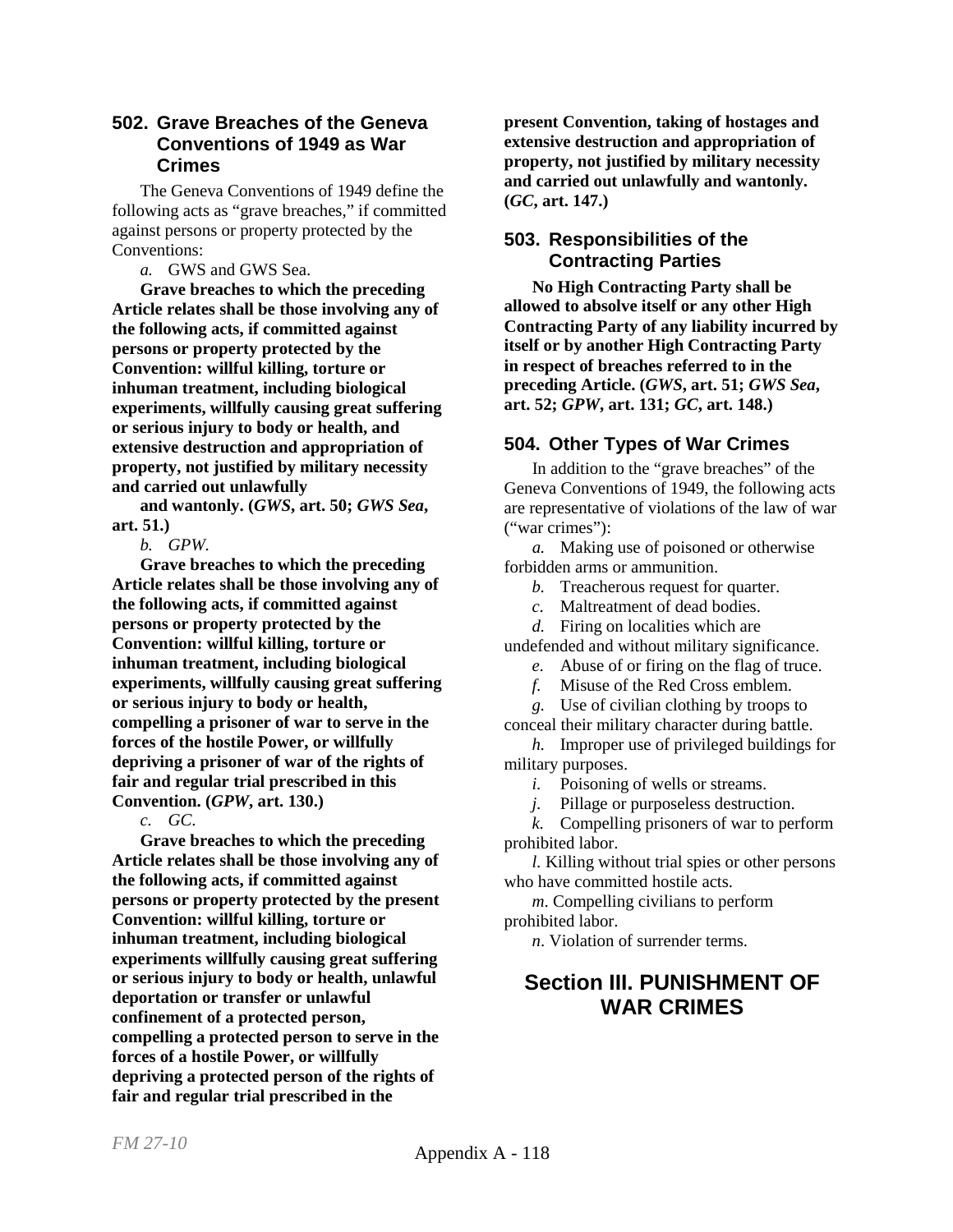## 502. Grave Breaches of the Geneva Conventions of 1949 as War Crimes

The Geneva Conventions of 1949 define the following acts as "grave breaches," if committed against persons or property protected by the Conventions:

*a.* GWS and GWS Sea.

**Grave breaches to which the preceding Article relates shall be those involving any of the following acts, if committed against persons or property protected by the Convention: willful killing, torture or inhuman treatment, including biological experiments, willfully causing great suffering or serious injury to body or health, and extensive destruction and appropriation of property, not justified by military necessity and carried out unlawfully and wantonly. (*GWS*, art. 50; *GWS Sea*, art. 51.)**

*b. GPW.*

**Grave breaches to which the preceding Article relates shall be those involving any of the following acts, if committed against persons or property protected by the Convention: willful killing, torture or inhuman treatment, including biological experiments, willfully causing great suffering or serious injury to body or health, compelling a prisoner of war to serve in the forces of the hostile Power, or willfully depriving a prisoner of war of the rights of fair and regular trial prescribed in this Convention. (*GPW*, art. 130.)**

*c. GC.*

**Grave breaches to which the preceding Article relates shall be those involving any of the following acts, if committed against persons or property protected by the present Convention: willful killing, torture or inhuman treatment, including biological experiments willfully causing great suffering or serious injury to body or health, unlawful deportation or transfer or unlawful confinement of a protected person, compelling a protected person to serve in the forces of a hostile Power, or willfully depriving a protected person of the rights of fair and regular trial prescribed in the present Convention, taking of hostages and extensive destruction and appropriation of property, not justified by military necessity and carried out unlawfully and wantonly. (*GC*, art. 147.)**

## 503. Responsibilities of the Contracting Parties

**No High Contracting Party shall be allowed to absolve itself or any other High Contracting Party of any liability incurred by itself or by another High Contracting Party in respect of breaches referred to in the preceding Article. (*GWS*, art. 51; *GWS Sea*, art. 52; *GPW*, art. 131; *GC*, art. 148.)**

## 504. Other Types of War Crimes

In addition to the "grave breaches" of the Geneva Conventions of 1949, the following acts are representative of violations of the law of war ("war crimes"):

*a.* Making use of poisoned or otherwise forbidden arms or ammunition.

*b.* Treacherous request for quarter.

*c.* Maltreatment of dead bodies.

*d.* Firing on localities which are undefended and without military significance.

*e.* Abuse of or firing on the flag of truce.

*f.* Misuse of the Red Cross emblem.

*g.* Use of civilian clothing by troops to conceal their military character during battle.

*h.* Improper use of privileged buildings for military purposes.

*i.* Poisoning of wells or streams.

*j.* Pillage or purposeless destruction.

*k.* Compelling prisoners of war to perform prohibited labor.

*l.* Killing without trial spies or other persons who have committed hostile acts.

*m.* Compelling civilians to perform prohibited labor.

*n.* Violation of surrender terms.

# Section III. PUNISHMENT OF WAR CRIMES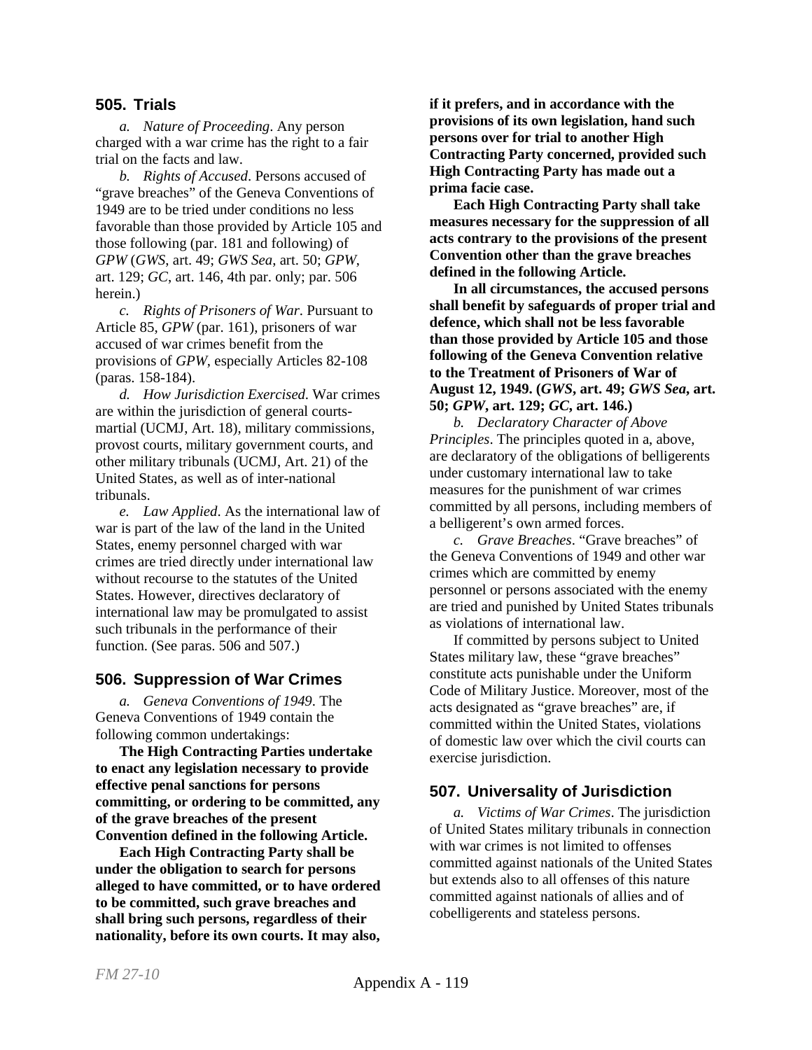## 505. Trials

*a. Nature of Proceeding*. Any person charged with a war crime has the right to a fair trial on the facts and law.

*b. Rights of Accused*. Persons accused of "grave breaches" of the Geneva Conventions of 1949 are to be tried under conditions no less favorable than those provided by Article 105 and those following (par. 181 and following) of *GPW* (*GWS*, art. 49; *GWS Sea*, art. 50; *GPW*, art. 129; *GC*, art. 146, 4th par. only; par. 506 herein.)

*c. Rights of Prisoners of War*. Pursuant to Article 85, *GPW* (par. 161), prisoners of war accused of war crimes benefit from the provisions of *GPW*, especially Articles 82-108 (paras. 158-184).

*d. How Jurisdiction Exercised*. War crimes are within the jurisdiction of general courts-martial (UCMJ, Art. 18), military commissions, provost courts, military government courts, and other military tribunals (UCMJ, Art. 21) of the United States, as well as of inter-national tribunals.

*e. Law Applied*. As the international law of war is part of the law of the land in the United States, enemy personnel charged with war crimes are tried directly under international law without recourse to the statutes of the United States. However, directives declaratory of international law may be promulgated to assist such tribunals in the performance of their function. (See paras. 506 and 507.)

## 506. Suppression of War Crimes

*a. Geneva Conventions of 1949*. The Geneva Conventions of 1949 contain the following common undertakings:

**The High Contracting Parties undertake to enact any legislation necessary to provide effective penal sanctions for persons committing, or ordering to be committed, any of the grave breaches of the present Convention defined in the following Article.**

**Each High Contracting Party shall be under the obligation to search for persons alleged to have committed, or to have ordered to be committed, such grave breaches and shall bring such persons, regardless of their nationality, before its own courts. It may also, if it prefers, and in accordance with the provisions of its own legislation, hand such persons over for trial to another High Contracting Party concerned, provided such High Contracting Party has made out a prima facie case.**

**Each High Contracting Party shall take measures necessary for the suppression of all acts contrary to the provisions of the present Convention other than the grave breaches defined in the following Article.**

**In all circumstances, the accused persons shall benefit by safeguards of proper trial and defence, which shall not be less favorable than those provided by Article 105 and those following of the Geneva Convention relative to the Treatment of Prisoners of War of August 12, 1949. (*GWS*, art. 49; *GWS Sea*, art. 50; *GPW*, art. 129; *GC*, art. 146.)**

*b. Declaratory Character of Above Principles*. The principles quoted in a, above, are declaratory of the obligations of belligerents under customary international law to take measures for the punishment of war crimes committed by all persons, including members of a belligerent's own armed forces.

*c. Grave Breaches*. "Grave breaches" of the Geneva Conventions of 1949 and other war crimes which are committed by enemy personnel or persons associated with the enemy are tried and punished by United States tribunals as violations of international law.

If committed by persons subject to United States military law, these "grave breaches" constitute acts punishable under the Uniform Code of Military Justice. Moreover, most of the acts designated as "grave breaches" are, if committed within the United States, violations of domestic law over which the civil courts can exercise jurisdiction.

## 507. Universality of Jurisdiction

*a. Victims of War Crimes*. The jurisdiction of United States military tribunals in connection with war crimes is not limited to offenses committed against nationals of the United States but extends also to all offenses of this nature committed against nationals of allies and of cobelligerents and stateless persons.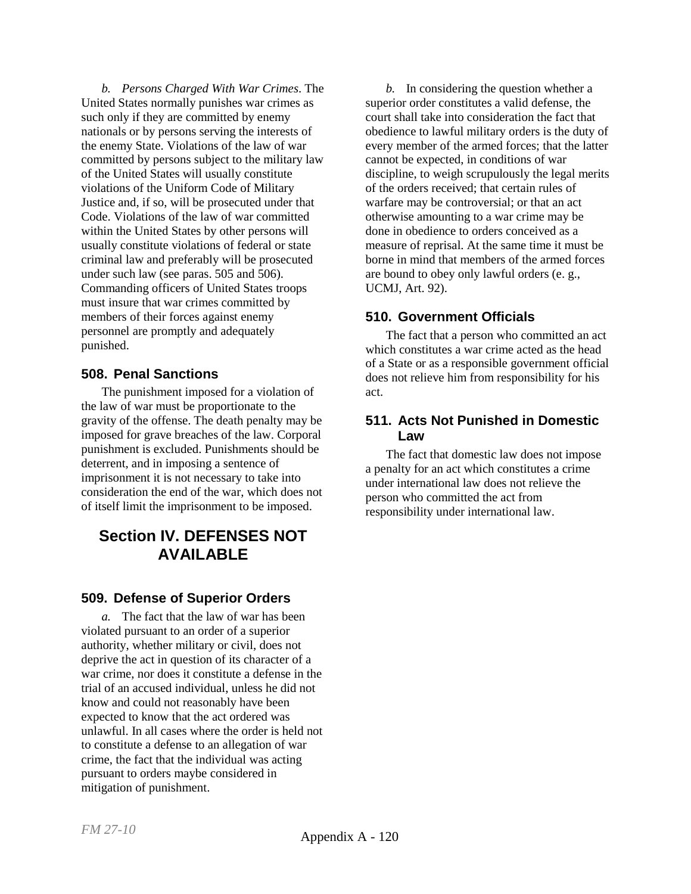*b. Persons Charged With War Crimes*. The United States normally punishes war crimes as such only if they are committed by enemy nationals or by persons serving the interests of the enemy State. Violations of the law of war committed by persons subject to the military law of the United States will usually constitute violations of the Uniform Code of Military Justice and, if so, will be prosecuted under that Code. Violations of the law of war committed within the United States by other persons will usually constitute violations of federal or state criminal law and preferably will be prosecuted under such law (see paras. 505 and 506). Commanding officers of United States troops must insure that war crimes committed by members of their forces against enemy personnel are promptly and adequately punished.

### 508. Penal Sanctions

The punishment imposed for a violation of the law of war must be proportionate to the gravity of the offense. The death penalty may be imposed for grave breaches of the law. Corporal punishment is excluded. Punishments should be deterrent, and in imposing a sentence of imprisonment it is not necessary to take into consideration the end of the war, which does not of itself limit the imprisonment to be imposed.

## Section IV. DEFENSES NOT AVAILABLE

### 509. Defense of Superior Orders

*a.* The fact that the law of war has been violated pursuant to an order of a superior authority, whether military or civil, does not deprive the act in question of its character of a war crime, nor does it constitute a defense in the trial of an accused individual, unless he did not know and could not reasonably have been expected to know that the act ordered was unlawful. In all cases where the order is held not to constitute a defense to an allegation of war crime, the fact that the individual was acting pursuant to orders maybe considered in mitigation of punishment.

*b.* In considering the question whether a superior order constitutes a valid defense, the court shall take into consideration the fact that obedience to lawful military orders is the duty of every member of the armed forces; that the latter cannot be expected, in conditions of war discipline, to weigh scrupulously the legal merits of the orders received; that certain rules of warfare may be controversial; or that an act otherwise amounting to a war crime may be done in obedience to orders conceived as a measure of reprisal. At the same time it must be borne in mind that members of the armed forces are bound to obey only lawful orders (e. g., UCMJ, Art. 92).

### 510. Government Officials

The fact that a person who committed an act which constitutes a war crime acted as the head of a State or as a responsible government official does not relieve him from responsibility for his act.

### 511. Acts Not Punished in Domestic Law

The fact that domestic law does not impose a penalty for an act which constitutes a crime under international law does not relieve the person who committed the act from responsibility under international law.